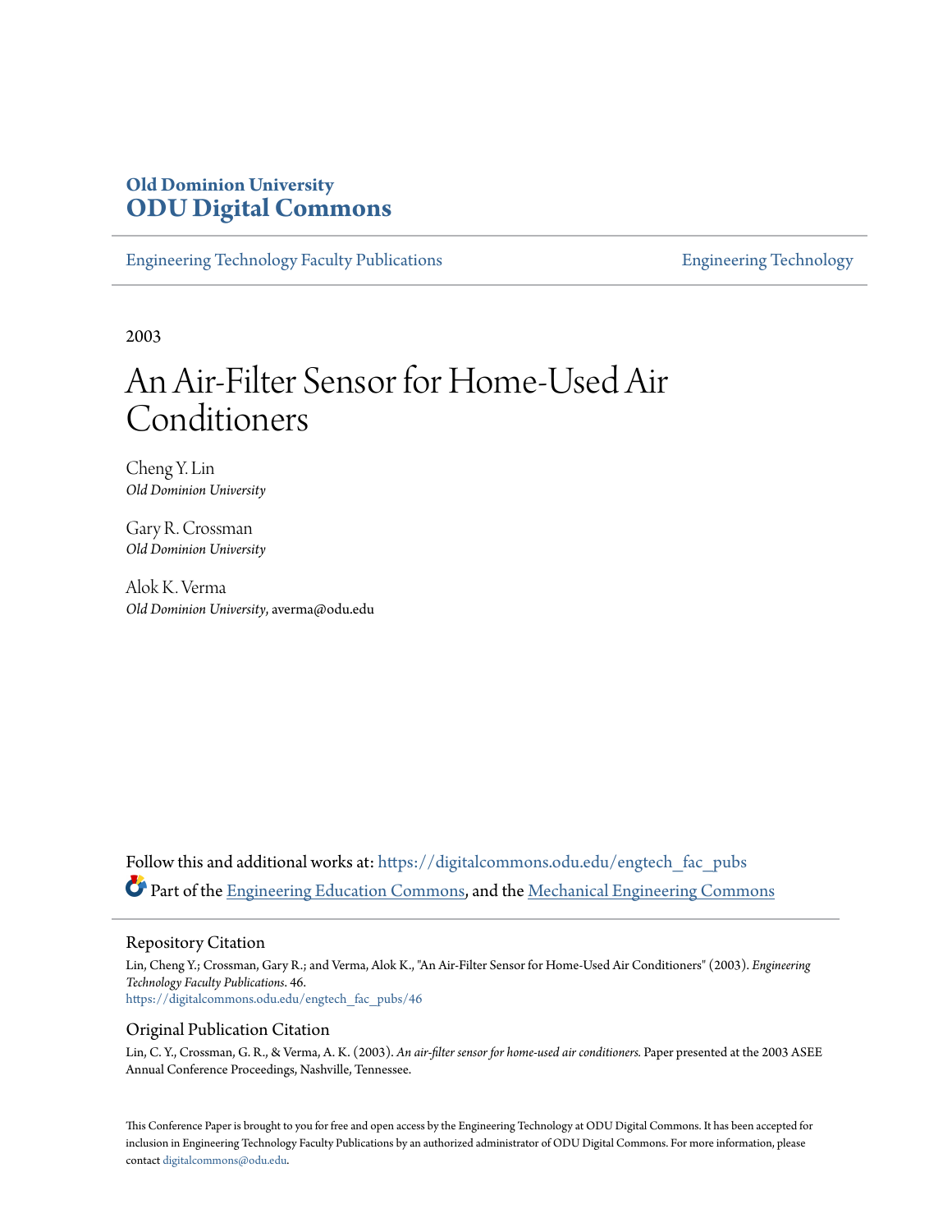**Old Dominion University**
**ODU Digital Commons**

Engineering Technology Faculty Publications | Engineering Technology

2003

# An Air-Filter Sensor for Home-Used Air Conditioners

Cheng Y. Lin
*Old Dominion University*

Gary R. Crossman
*Old Dominion University*

Alok K. Verma
*Old Dominion University*, averma@odu.edu

Follow this and additional works at: https://digitalcommons.odu.edu/engtech_fac_pubs

Part of the Engineering Education Commons, and the Mechanical Engineering Commons

## Repository Citation

Lin, Cheng Y.; Crossman, Gary R.; and Verma, Alok K., "An Air-Filter Sensor for Home-Used Air Conditioners" (2003). *Engineering Technology Faculty Publications*. 46.
https://digitalcommons.odu.edu/engtech_fac_pubs/46

## Original Publication Citation

Lin, C. Y., Crossman, G. R., & Verma, A. K. (2003). *An air-filter sensor for home-used air conditioners.* Paper presented at the 2003 ASEE Annual Conference Proceedings, Nashville, Tennessee.

This Conference Paper is brought to you for free and open access by the Engineering Technology at ODU Digital Commons. It has been accepted for inclusion in Engineering Technology Faculty Publications by an authorized administrator of ODU Digital Commons. For more information, please contact digitalcommons@odu.edu.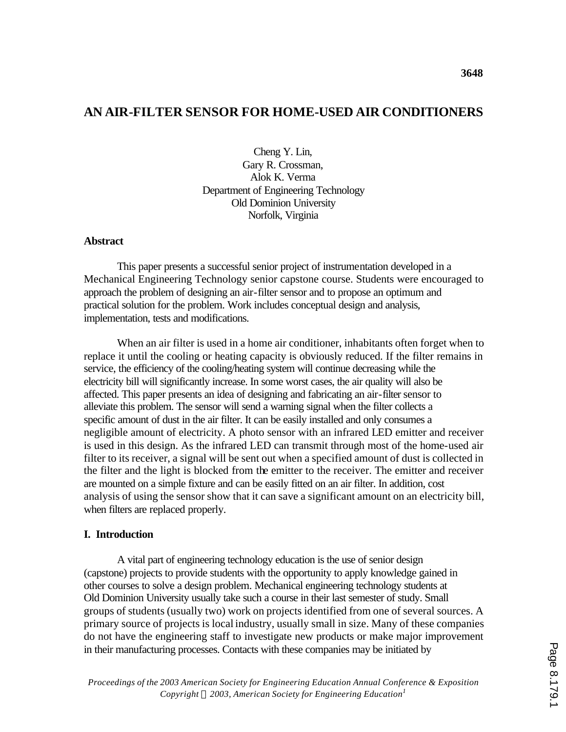# AN AIR-FILTER SENSOR FOR HOME-USED AIR CONDITIONERS

Cheng Y. Lin,
Gary R. Crossman,
Alok K. Verma
Department of Engineering Technology
Old Dominion University
Norfolk, Virginia

**Abstract**

This paper presents a successful senior project of instrumentation developed in a Mechanical Engineering Technology senior capstone course. Students were encouraged to approach the problem of designing an air-filter sensor and to propose an optimum and practical solution for the problem. Work includes conceptual design and analysis, implementation, tests and modifications.

When an air filter is used in a home air conditioner, inhabitants often forget when to replace it until the cooling or heating capacity is obviously reduced. If the filter remains in service, the efficiency of the cooling/heating system will continue decreasing while the electricity bill will significantly increase. In some worst cases, the air quality will also be affected. This paper presents an idea of designing and fabricating an air-filter sensor to alleviate this problem. The sensor will send a warning signal when the filter collects a specific amount of dust in the air filter. It can be easily installed and only consumes a negligible amount of electricity. A photo sensor with an infrared LED emitter and receiver is used in this design. As the infrared LED can transmit through most of the home-used air filter to its receiver, a signal will be sent out when a specified amount of dust is collected in the filter and the light is blocked from the emitter to the receiver. The emitter and receiver are mounted on a simple fixture and can be easily fitted on an air filter. In addition, cost analysis of using the sensor show that it can save a significant amount on an electricity bill, when filters are replaced properly.

**I. Introduction**

A vital part of engineering technology education is the use of senior design (capstone) projects to provide students with the opportunity to apply knowledge gained in other courses to solve a design problem. Mechanical engineering technology students at Old Dominion University usually take such a course in their last semester of study. Small groups of students (usually two) work on projects identified from one of several sources. A primary source of projects is local industry, usually small in size. Many of these companies do not have the engineering staff to investigate new products or make major improvement in their manufacturing processes. Contacts with these companies may be initiated by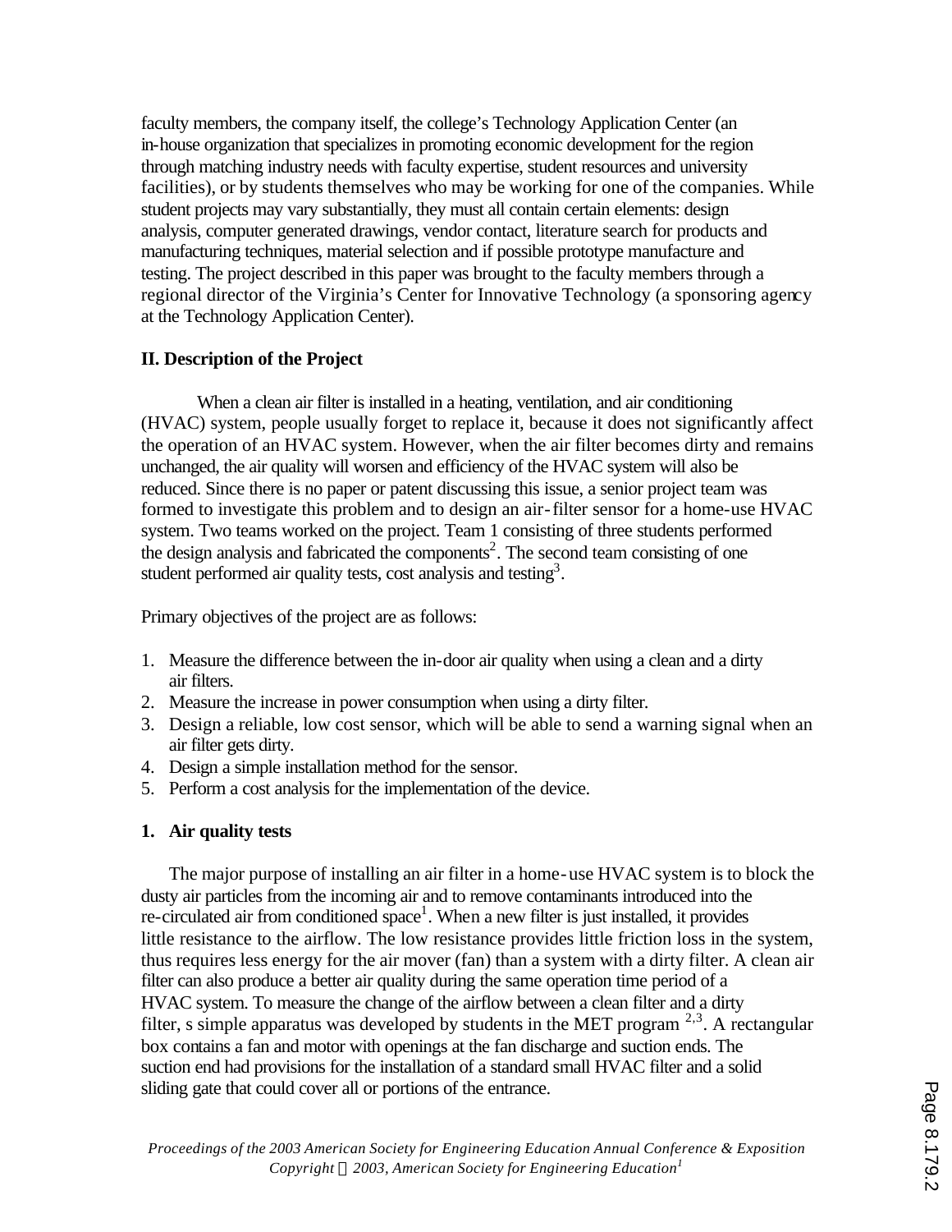faculty members, the company itself, the college's Technology Application Center (an in-house organization that specializes in promoting economic development for the region through matching industry needs with faculty expertise, student resources and university facilities), or by students themselves who may be working for one of the companies. While student projects may vary substantially, they must all contain certain elements: design analysis, computer generated drawings, vendor contact, literature search for products and manufacturing techniques, material selection and if possible prototype manufacture and testing. The project described in this paper was brought to the faculty members through a regional director of the Virginia's Center for Innovative Technology (a sponsoring agency at the Technology Application Center).

**II. Description of the Project**

When a clean air filter is installed in a heating, ventilation, and air conditioning (HVAC) system, people usually forget to replace it, because it does not significantly affect the operation of an HVAC system. However, when the air filter becomes dirty and remains unchanged, the air quality will worsen and efficiency of the HVAC system will also be reduced. Since there is no paper or patent discussing this issue, a senior project team was formed to investigate this problem and to design an air-filter sensor for a home-use HVAC system. Two teams worked on the project. Team 1 consisting of three students performed the design analysis and fabricated the components[2]. The second team consisting of one student performed air quality tests, cost analysis and testing[3].

Primary objectives of the project are as follows:

1. Measure the difference between the in-door air quality when using a clean and a dirty air filters.
2. Measure the increase in power consumption when using a dirty filter.
3. Design a reliable, low cost sensor, which will be able to send a warning signal when an air filter gets dirty.
4. Design a simple installation method for the sensor.
5. Perform a cost analysis for the implementation of the device.

**1. Air quality tests**

The major purpose of installing an air filter in a home-use HVAC system is to block the dusty air particles from the incoming air and to remove contaminants introduced into the re-circulated air from conditioned space[1]. When a new filter is just installed, it provides little resistance to the airflow. The low resistance provides little friction loss in the system, thus requires less energy for the air mover (fan) than a system with a dirty filter. A clean air filter can also produce a better air quality during the same operation time period of a HVAC system. To measure the change of the airflow between a clean filter and a dirty filter, s simple apparatus was developed by students in the MET program [2,3]. A rectangular box contains a fan and motor with openings at the fan discharge and suction ends. The suction end had provisions for the installation of a standard small HVAC filter and a solid sliding gate that could cover all or portions of the entrance.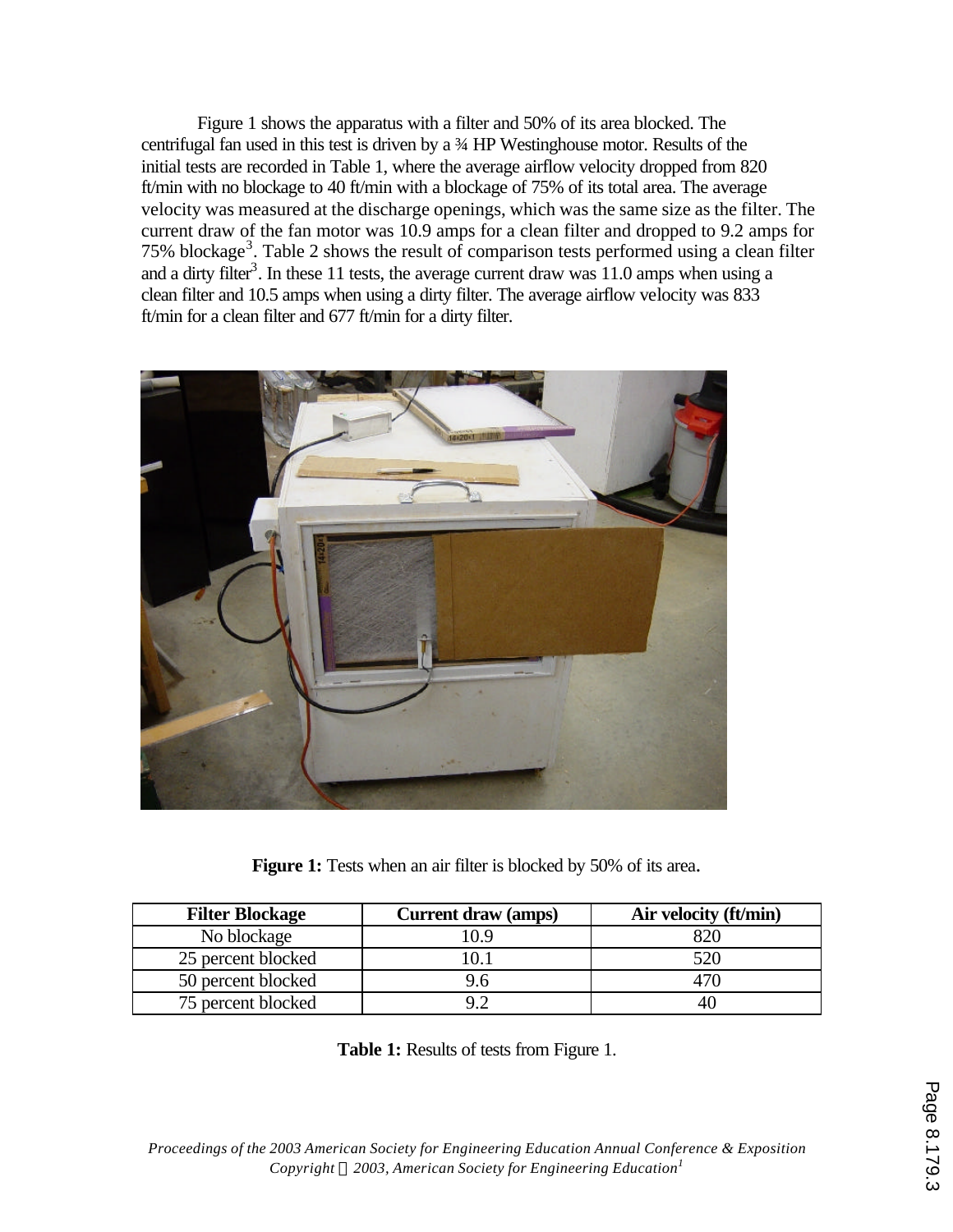Figure 1 shows the apparatus with a filter and 50% of its area blocked. The centrifugal fan used in this test is driven by a ¾ HP Westinghouse motor. Results of the initial tests are recorded in Table 1, where the average airflow velocity dropped from 820 ft/min with no blockage to 40 ft/min with a blockage of 75% of its total area. The average velocity was measured at the discharge openings, which was the same size as the filter. The current draw of the fan motor was 10.9 amps for a clean filter and dropped to 9.2 amps for 75% blockage[3]. Table 2 shows the result of comparison tests performed using a clean filter and a dirty filter[3]. In these 11 tests, the average current draw was 11.0 amps when using a clean filter and 10.5 amps when using a dirty filter. The average airflow velocity was 833 ft/min for a clean filter and 677 ft/min for a dirty filter.

**Figure 1:** Tests when an air filter is blocked by 50% of its area.

| Filter Blockage | Current draw (amps) | Air velocity (ft/min) |
|---|---|---|
| No blockage | 10.9 | 820 |
| 25 percent blocked | 10.1 | 520 |
| 50 percent blocked | 9.6 | 470 |
| 75 percent blocked | 9.2 | 40 |

**Table 1:** Results of tests from Figure 1.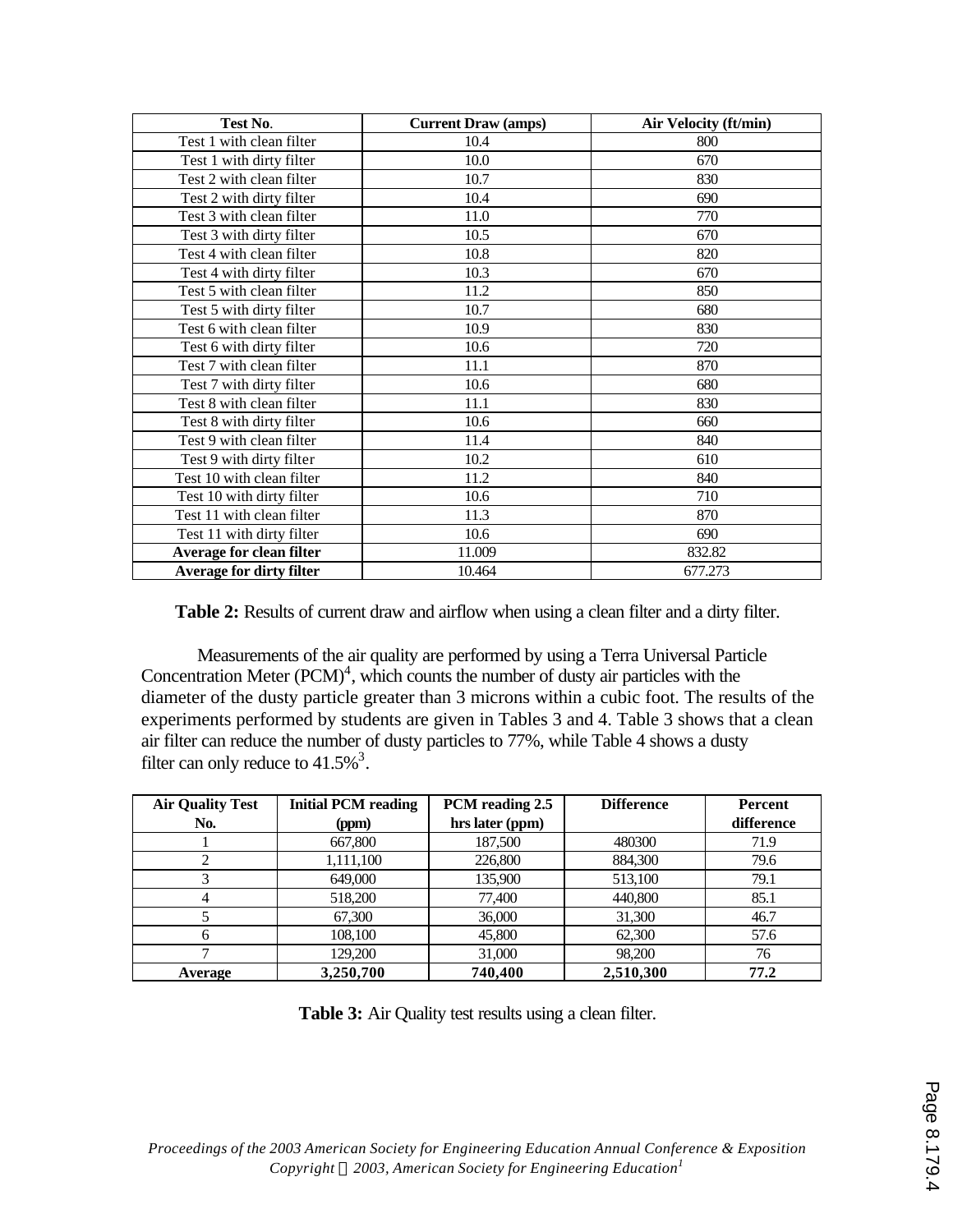| Test No. | Current Draw (amps) | Air Velocity (ft/min) |
|---|---|---|
| Test 1 with clean filter | 10.4 | 800 |
| Test 1 with dirty filter | 10.0 | 670 |
| Test 2 with clean filter | 10.7 | 830 |
| Test 2 with dirty filter | 10.4 | 690 |
| Test 3 with clean filter | 11.0 | 770 |
| Test 3 with dirty filter | 10.5 | 670 |
| Test 4 with clean filter | 10.8 | 820 |
| Test 4 with dirty filter | 10.3 | 670 |
| Test 5 with clean filter | 11.2 | 850 |
| Test 5 with dirty filter | 10.7 | 680 |
| Test 6 with clean filter | 10.9 | 830 |
| Test 6 with dirty filter | 10.6 | 720 |
| Test 7 with clean filter | 11.1 | 870 |
| Test 7 with dirty filter | 10.6 | 680 |
| Test 8 with clean filter | 11.1 | 830 |
| Test 8 with dirty filter | 10.6 | 660 |
| Test 9 with clean filter | 11.4 | 840 |
| Test 9 with dirty filter | 10.2 | 610 |
| Test 10 with clean filter | 11.2 | 840 |
| Test 10 with dirty filter | 10.6 | 710 |
| Test 11 with clean filter | 11.3 | 870 |
| Test 11 with dirty filter | 10.6 | 690 |
| **Average for clean filter** | 11.009 | 832.82 |
| **Average for dirty filter** | 10.464 | 677.273 |

**Table 2:** Results of current draw and airflow when using a clean filter and a dirty filter.

Measurements of the air quality are performed by using a Terra Universal Particle Concentration Meter (PCM)[4], which counts the number of dusty air particles with the diameter of the dusty particle greater than 3 microns within a cubic foot. The results of the experiments performed by students are given in Tables 3 and 4. Table 3 shows that a clean air filter can reduce the number of dusty particles to 77%, while Table 4 shows a dusty filter can only reduce to 41.5%[3].

| Air Quality Test No. | Initial PCM reading (ppm) | PCM reading 2.5 hrs later (ppm) | Difference | Percent difference |
|---|---|---|---|---|
| 1 | 667,800 | 187,500 | 480300 | 71.9 |
| 2 | 1,111,100 | 226,800 | 884,300 | 79.6 |
| 3 | 649,000 | 135,900 | 513,100 | 79.1 |
| 4 | 518,200 | 77,400 | 440,800 | 85.1 |
| 5 | 67,300 | 36,000 | 31,300 | 46.7 |
| 6 | 108,100 | 45,800 | 62,300 | 57.6 |
| 7 | 129,200 | 31,000 | 98,200 | 76 |
| **Average** | **3,250,700** | **740,400** | **2,510,300** | **77.2** |

**Table 3:** Air Quality test results using a clean filter.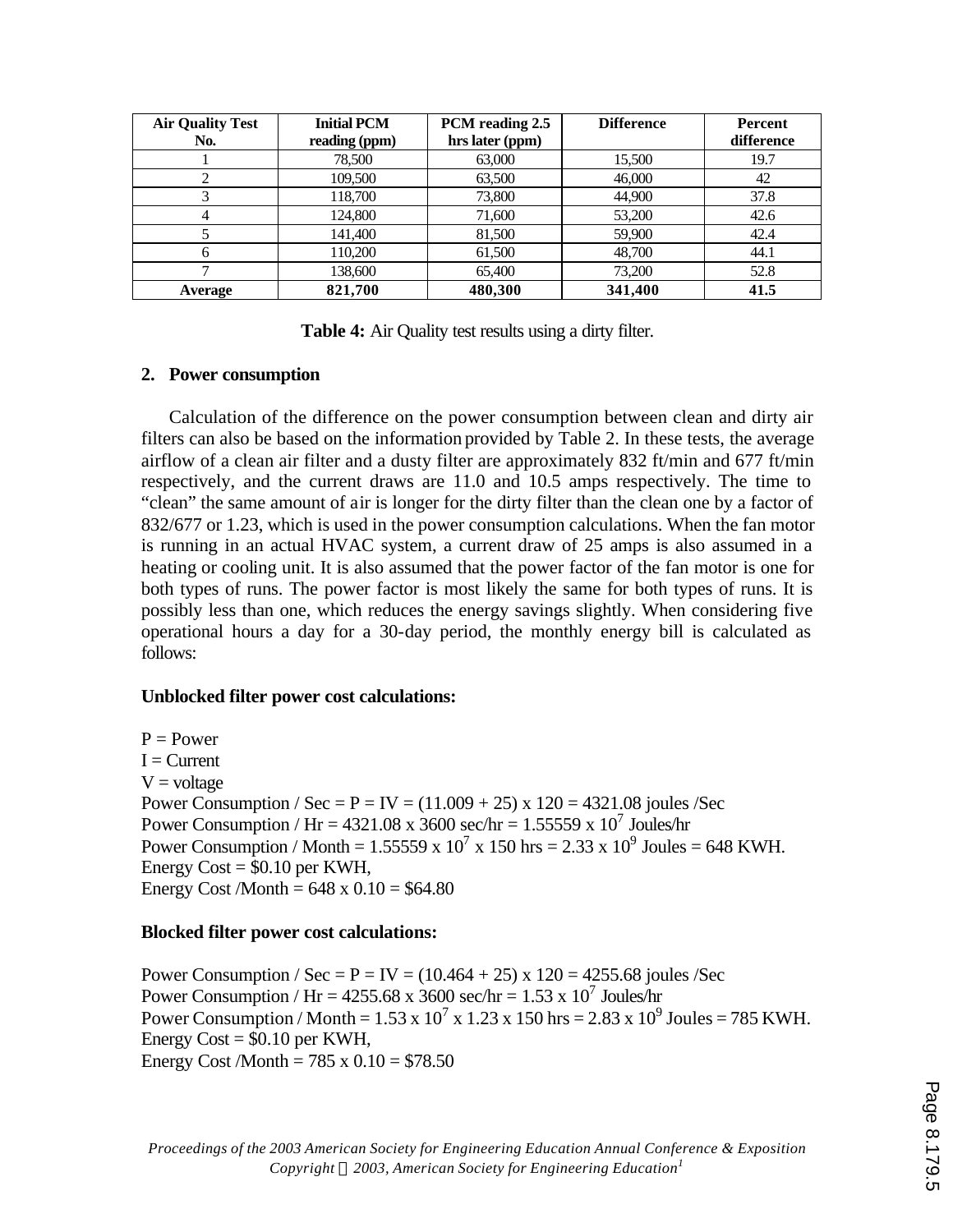| Air Quality Test No. | Initial PCM reading (ppm) | PCM reading 2.5 hrs later (ppm) | Difference | Percent difference |
|---|---|---|---|---|
| 1 | 78,500 | 63,000 | 15,500 | 19.7 |
| 2 | 109,500 | 63,500 | 46,000 | 42 |
| 3 | 118,700 | 73,800 | 44,900 | 37.8 |
| 4 | 124,800 | 71,600 | 53,200 | 42.6 |
| 5 | 141,400 | 81,500 | 59,900 | 42.4 |
| 6 | 110,200 | 61,500 | 48,700 | 44.1 |
| 7 | 138,600 | 65,400 | 73,200 | 52.8 |
| **Average** | **821,700** | **480,300** | **341,400** | **41.5** |

**Table 4:** Air Quality test results using a dirty filter.

## 2. Power consumption

Calculation of the difference on the power consumption between clean and dirty air filters can also be based on the information provided by Table 2. In these tests, the average airflow of a clean air filter and a dusty filter are approximately 832 ft/min and 677 ft/min respectively, and the current draws are 11.0 and 10.5 amps respectively. The time to "clean" the same amount of air is longer for the dirty filter than the clean one by a factor of 832/677 or 1.23, which is used in the power consumption calculations. When the fan motor is running in an actual HVAC system, a current draw of 25 amps is also assumed in a heating or cooling unit. It is also assumed that the power factor of the fan motor is one for both types of runs. The power factor is most likely the same for both types of runs. It is possibly less than one, which reduces the energy savings slightly. When considering five operational hours a day for a 30-day period, the monthly energy bill is calculated as follows:

**Unblocked filter power cost calculations:**

P = Power
I = Current
V = voltage
Power Consumption / Sec = P = IV = (11.009 + 25) x 120 = 4321.08 joules /Sec
Power Consumption / Hr = 4321.08 x 3600 sec/hr = 1.55559 x $10^7$ Joules/hr
Power Consumption / Month = 1.55559 x $10^7$ x 150 hrs = 2.33 x $10^9$ Joules = 648 KWH.
Energy Cost = \$0.10 per KWH,
Energy Cost /Month = 648 x 0.10 = \$64.80

**Blocked filter power cost calculations:**

Power Consumption / Sec = P = IV = (10.464 + 25) x 120 = 4255.68 joules /Sec
Power Consumption / Hr = 4255.68 x 3600 sec/hr = 1.53 x $10^7$ Joules/hr
Power Consumption / Month = 1.53 x $10^7$ x 1.23 x 150 hrs = 2.83 x $10^9$ Joules = 785 KWH.
Energy Cost = \$0.10 per KWH,
Energy Cost /Month = 785 x 0.10 = \$78.50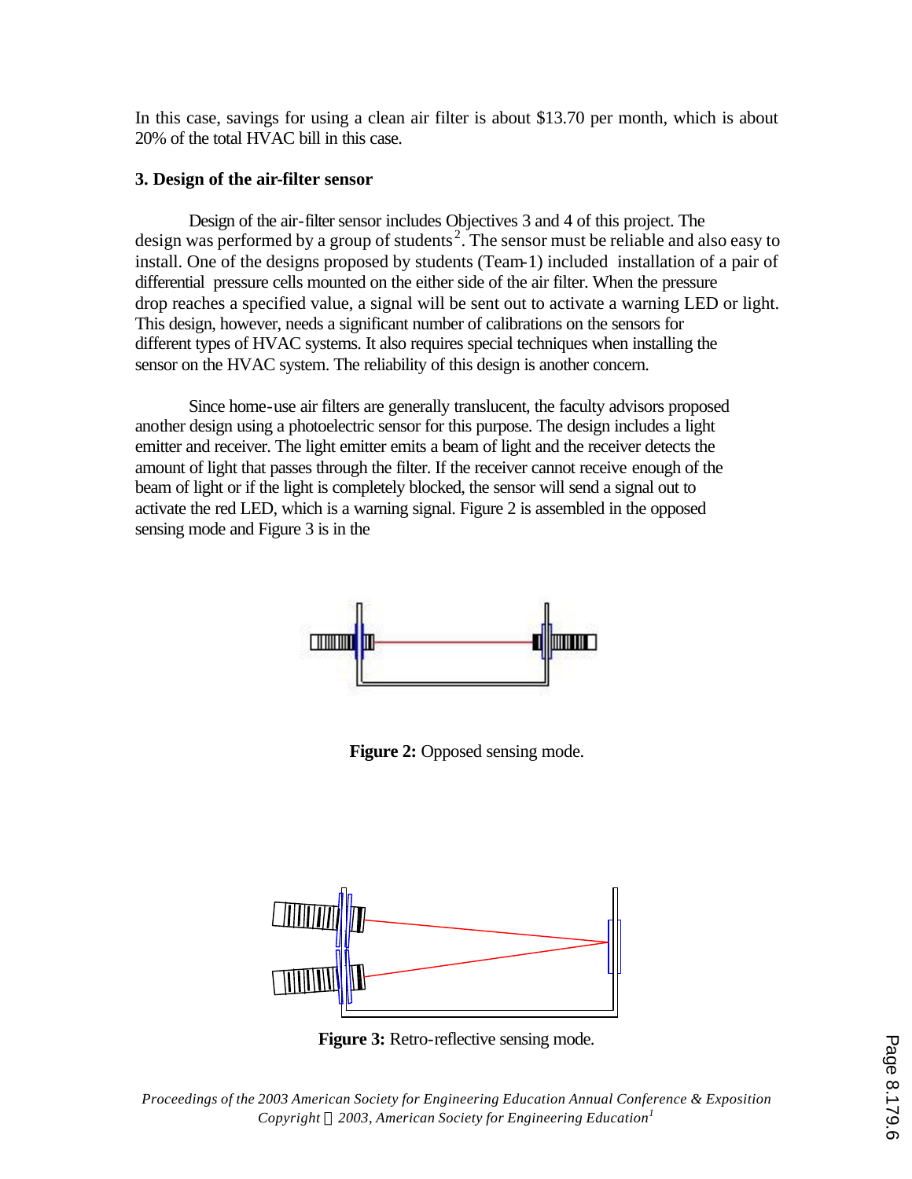In this case, savings for using a clean air filter is about $13.70 per month, which is about 20% of the total HVAC bill in this case.

### 3. Design of the air-filter sensor

Design of the air-filter sensor includes Objectives 3 and 4 of this project. The design was performed by a group of students[2]. The sensor must be reliable and also easy to install. One of the designs proposed by students (Team-1) included installation of a pair of differential pressure cells mounted on the either side of the air filter. When the pressure drop reaches a specified value, a signal will be sent out to activate a warning LED or light. This design, however, needs a significant number of calibrations on the sensors for different types of HVAC systems. It also requires special techniques when installing the sensor on the HVAC system. The reliability of this design is another concern.

Since home-use air filters are generally translucent, the faculty advisors proposed another design using a photoelectric sensor for this purpose. The design includes a light emitter and receiver. The light emitter emits a beam of light and the receiver detects the amount of light that passes through the filter. If the receiver cannot receive enough of the beam of light or if the light is completely blocked, the sensor will send a signal out to activate the red LED, which is a warning signal. Figure 2 is assembled in the opposed sensing mode and Figure 3 is in the

**Figure 2:** Opposed sensing mode.

**Figure 3:** Retro-reflective sensing mode.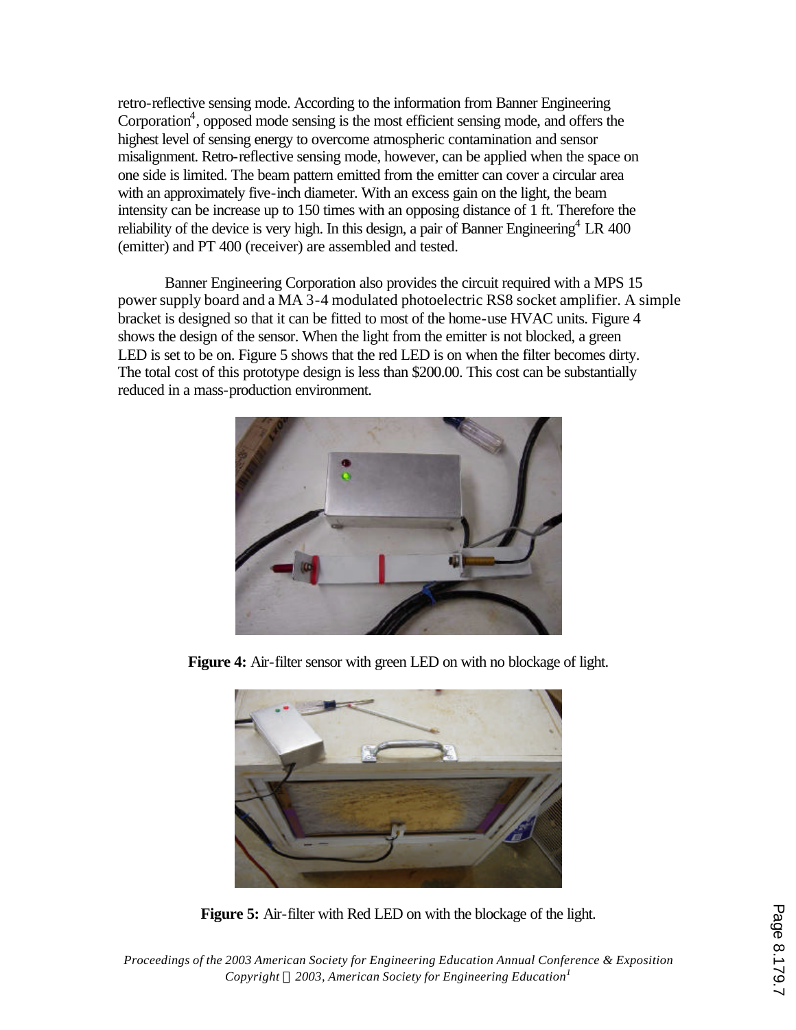retro-reflective sensing mode. According to the information from Banner Engineering Corporation[4], opposed mode sensing is the most efficient sensing mode, and offers the highest level of sensing energy to overcome atmospheric contamination and sensor misalignment. Retro-reflective sensing mode, however, can be applied when the space on one side is limited. The beam pattern emitted from the emitter can cover a circular area with an approximately five-inch diameter. With an excess gain on the light, the beam intensity can be increase up to 150 times with an opposing distance of 1 ft. Therefore the reliability of the device is very high. In this design, a pair of Banner Engineering[4] LR 400 (emitter) and PT 400 (receiver) are assembled and tested.

Banner Engineering Corporation also provides the circuit required with a MPS 15 power supply board and a MA 3-4 modulated photoelectric RS8 socket amplifier. A simple bracket is designed so that it can be fitted to most of the home-use HVAC units. Figure 4 shows the design of the sensor. When the light from the emitter is not blocked, a green LED is set to be on. Figure 5 shows that the red LED is on when the filter becomes dirty. The total cost of this prototype design is less than $200.00. This cost can be substantially reduced in a mass-production environment.

**Figure 4:** Air-filter sensor with green LED on with no blockage of light.

**Figure 5:** Air-filter with Red LED on with the blockage of the light.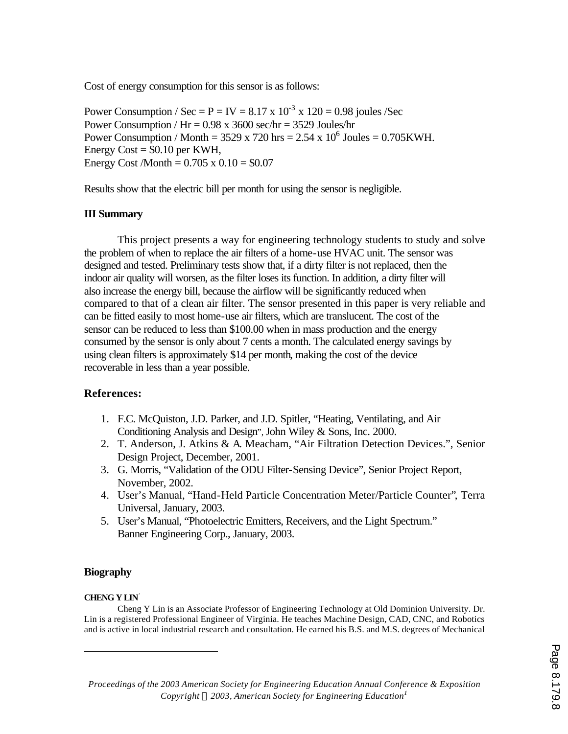Cost of energy consumption for this sensor is as follows:

Power Consumption / Sec = P = IV = $8.17 \times 10^{-3} \times 120 = 0.98$ joules /Sec
Power Consumption / Hr = $0.98 \times 3600$ sec/hr = 3529 Joules/hr
Power Consumption / Month = $3529 \times 720$ hrs = $2.54 \times 10^{6}$ Joules = 0.705KWH.
Energy Cost = \$0.10 per KWH,
Energy Cost /Month = $0.705 \times 0.10$ = \$0.07

Results show that the electric bill per month for using the sensor is negligible.

### III Summary

This project presents a way for engineering technology students to study and solve the problem of when to replace the air filters of a home-use HVAC unit. The sensor was designed and tested. Preliminary tests show that, if a dirty filter is not replaced, then the indoor air quality will worsen, as the filter loses its function. In addition, a dirty filter will also increase the energy bill, because the airflow will be significantly reduced when compared to that of a clean air filter. The sensor presented in this paper is very reliable and can be fitted easily to most home-use air filters, which are translucent. The cost of the sensor can be reduced to less than \$100.00 when in mass production and the energy consumed by the sensor is only about 7 cents a month. The calculated energy savings by using clean filters is approximately \$14 per month, making the cost of the device recoverable in less than a year possible.

### References:

1. F.C. McQuiston, J.D. Parker, and J.D. Spitler, "Heating, Ventilating, and Air Conditioning Analysis and Design", John Wiley & Sons, Inc. 2000.
2. T. Anderson, J. Atkins & A. Meacham, "Air Filtration Detection Devices.", Senior Design Project, December, 2001.
3. G. Morris, "Validation of the ODU Filter-Sensing Device", Senior Project Report, November, 2002.
4. User's Manual, "Hand-Held Particle Concentration Meter/Particle Counter", Terra Universal, January, 2003.
5. User's Manual, "Photoelectric Emitters, Receivers, and the Light Spectrum." Banner Engineering Corp., January, 2003.

### Biography

**CHENG Y LIN**

Cheng Y Lin is an Associate Professor of Engineering Technology at Old Dominion University. Dr. Lin is a registered Professional Engineer of Virginia. He teaches Machine Design, CAD, CNC, and Robotics and is active in local industrial research and consultation. He earned his B.S. and M.S. degrees of Mechanical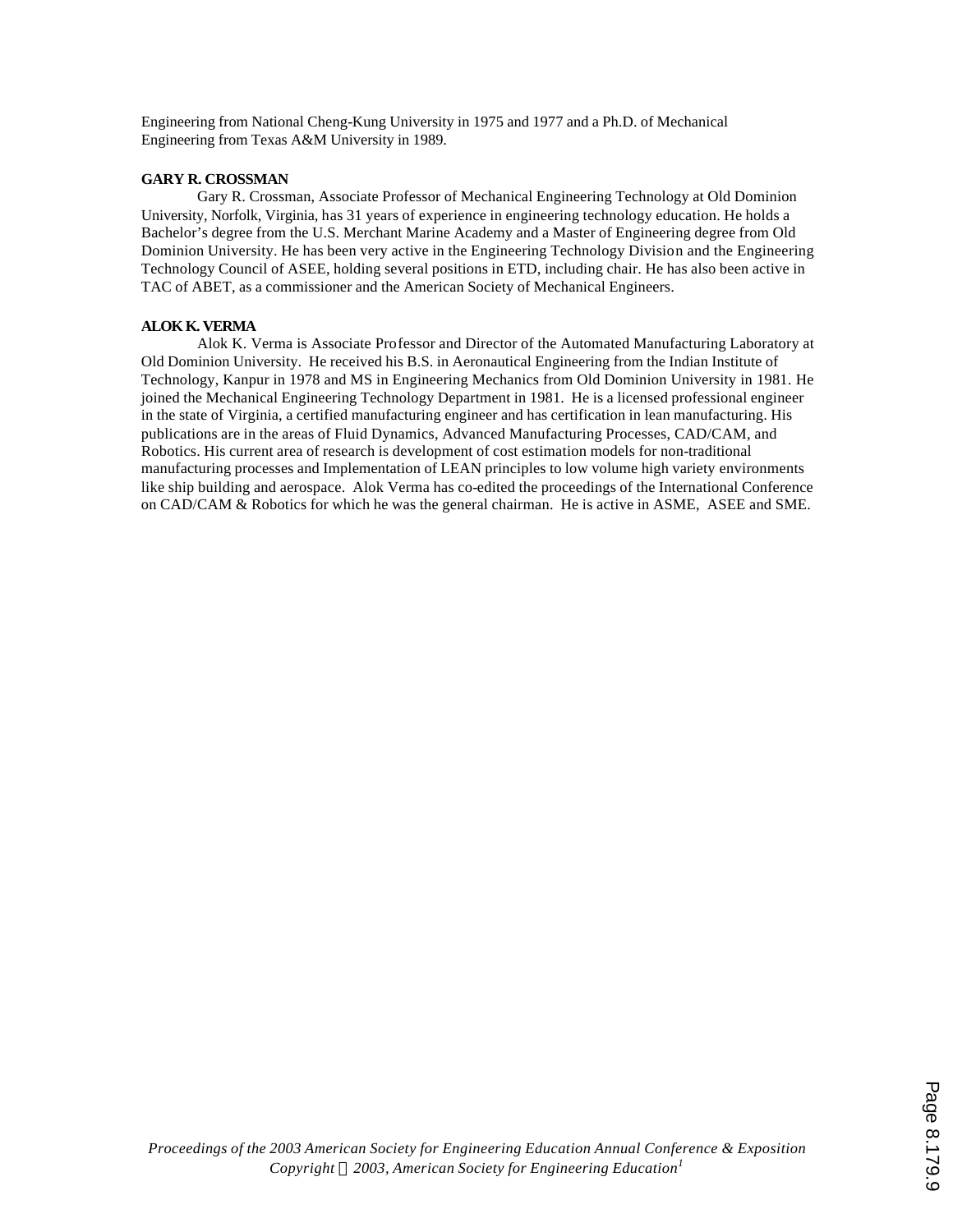Engineering from National Cheng-Kung University in 1975 and 1977 and a Ph.D. of Mechanical Engineering from Texas A&M University in 1989.

**GARY R. CROSSMAN**

Gary R. Crossman, Associate Professor of Mechanical Engineering Technology at Old Dominion University, Norfolk, Virginia, has 31 years of experience in engineering technology education. He holds a Bachelor's degree from the U.S. Merchant Marine Academy and a Master of Engineering degree from Old Dominion University. He has been very active in the Engineering Technology Division and the Engineering Technology Council of ASEE, holding several positions in ETD, including chair. He has also been active in TAC of ABET, as a commissioner and the American Society of Mechanical Engineers.

**ALOK K. VERMA**

Alok K. Verma is Associate Professor and Director of the Automated Manufacturing Laboratory at Old Dominion University. He received his B.S. in Aeronautical Engineering from the Indian Institute of Technology, Kanpur in 1978 and MS in Engineering Mechanics from Old Dominion University in 1981. He joined the Mechanical Engineering Technology Department in 1981. He is a licensed professional engineer in the state of Virginia, a certified manufacturing engineer and has certification in lean manufacturing. His publications are in the areas of Fluid Dynamics, Advanced Manufacturing Processes, CAD/CAM, and Robotics. His current area of research is development of cost estimation models for non-traditional manufacturing processes and Implementation of LEAN principles to low volume high variety environments like ship building and aerospace. Alok Verma has co-edited the proceedings of the International Conference on CAD/CAM & Robotics for which he was the general chairman. He is active in ASME, ASEE and SME.